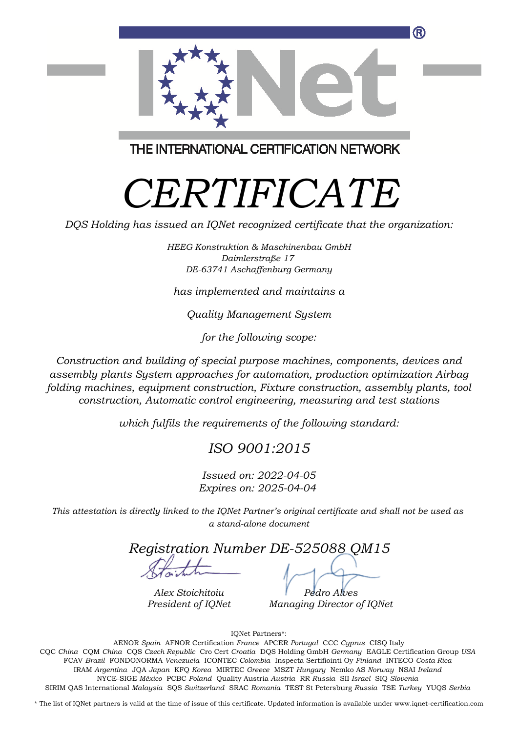THE INTERNATIONAL CERTIFICATION NETWORK

# *CERTIFICATE*

*DQS Holding has issued an IQNet recognized certificate that the organization:*

*HEEG Konstruktion & Maschinenbau GmbH*
*Daimlerstraße 17*
*DE-63741 Aschaffenburg Germany*

*has implemented and maintains a*

*Quality Management System*

*for the following scope:*

*Construction and building of special purpose machines, components, devices and assembly plants System approaches for automation, production optimization Airbag folding machines, equipment construction, Fixture construction, assembly plants, tool construction, Automatic control engineering, measuring and test stations*

*which fulfils the requirements of the following standard:*

## *ISO 9001:2015*

*Issued on: 2022-04-05*
*Expires on: 2025-04-04*

*This attestation is directly linked to the IQNet Partner's original certificate and shall not be used as a stand-alone document*

## *Registration Number DE-525088 QM15*

| *Alex Stoichitoiu* | *Pedro Alves* |
|---|---|
| *President of IQNet* | *Managing Director of IQNet* |

IQNet Partners*:

AENOR *Spain* AFNOR Certification *France* APCER *Portugal* CCC *Cyprus* CISQ Italy
CQC *China* CQM *China* CQS *Czech Republic* Cro Cert *Croatia* DQS Holding GmbH *Germany* EAGLE Certification Group *USA*
FCAV *Brazil* FONDONORMA *Venezuela* ICONTEC *Colombia* Inspecta Sertifiointi Oy *Finland* INTECO *Costa Rica*
IRAM *Argentina* JQA *Japan* KFQ *Korea* MIRTEC *Greece* MSZT *Hungary* Nemko AS *Norway* NSAI *Ireland*
NYCE-SIGE *México* PCBC *Poland* Quality Austria *Austria* RR *Russia* SII *Israel* SIQ *Slovenia*
SIRIM QAS International *Malaysia* SQS *Switzerland* SRAC *Romania* TEST St Petersburg *Russia* TSE *Turkey* YUQS *Serbia*

\* The list of IQNet partners is valid at the time of issue of this certificate. Updated information is available under www.iqnet-certification.com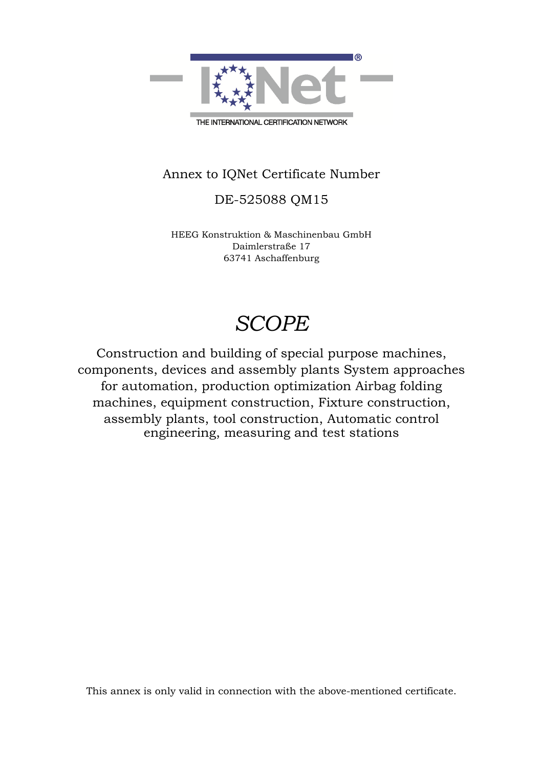IQNet
THE INTERNATIONAL CERTIFICATION NETWORK

Annex to IQNet Certificate Number

DE-525088 QM15

HEEG Konstruktion & Maschinenbau GmbH
Daimlerstraße 17
63741 Aschaffenburg

# *SCOPE*

Construction and building of special purpose machines, components, devices and assembly plants System approaches for automation, production optimization Airbag folding machines, equipment construction, Fixture construction, assembly plants, tool construction, Automatic control engineering, measuring and test stations

This annex is only valid in connection with the above-mentioned certificate.